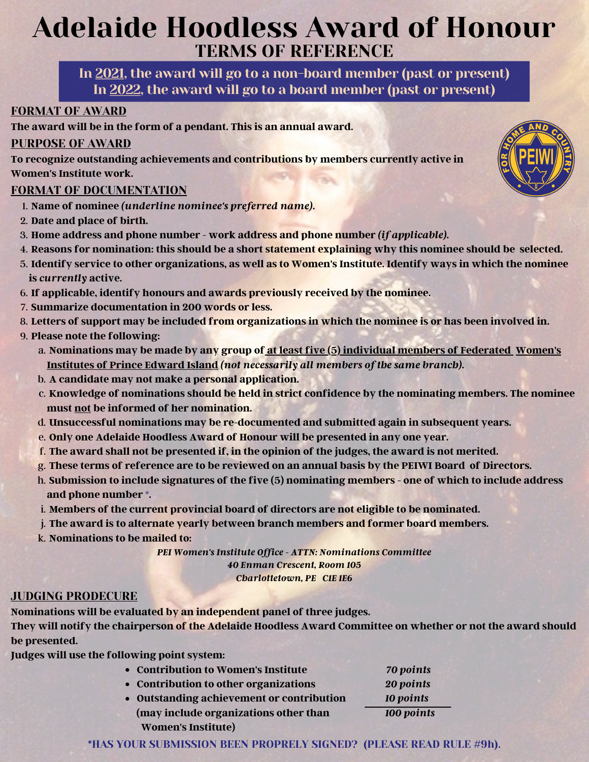# Adelaide Hoodless Award of Honour

## TERMS OF REFERENCE

**In 2021, the award will go to a non-board member (past or present)**
**In 2022, the award will go to a board member (past or present)**

### FORMAT OF AWARD

**The award will be in the form of a pendant. This is an annual award.**

### PURPOSE OF AWARD

**To recognize outstanding achievements and contributions by members currently active in Women's Institute work.**

### FORMAT OF DOCUMENTATION

1. **Name of nominee *(underline nominee's preferred name).***
2. **Date and place of birth.**
3. **Home address and phone number - work address and phone number *(if applicable).***
4. **Reasons for nomination: this should be a short statement explaining why this nominee should be selected.**
5. **Identify service to other organizations, as well as to Women's Institute. Identify ways in which the nominee is *currently* active.**
6. **If applicable, identify honours and awards previously received by the nominee.**
7. **Summarize documentation in 200 words or less.**
8. **Letters of support may be included from organizations in which the nominee is or has been involved in.**
9. **Please note the following:**
   a. **Nominations may be made by any group of at least five (5) individual members of Federated Women's Institutes of Prince Edward Island *(not necessarily all members of the same branch).***
   b. **A candidate may not make a personal application.**
   c. **Knowledge of nominations should be held in strict confidence by the nominating members. The nominee must not be informed of her nomination.**
   d. **Unsuccessful nominations may be re-documented and submitted again in subsequent years.**
   e. **Only one Adelaide Hoodless Award of Honour will be presented in any one year.**
   f. **The award shall not be presented if, in the opinion of the judges, the award is not merited.**
   g. **These terms of reference are to be reviewed on an annual basis by the PEIWI Board of Directors.**
   h. **Submission to include signatures of the five (5) nominating members - one of which to include address and phone number \*.**
   i. **Members of the current provincial board of directors are not eligible to be nominated.**
   j. **The award is to alternate yearly between branch members and former board members.**
   k. **Nominations to be mailed to:**

*PEI Women's Institute Office - ATTN: Nominations Committee*
*40 Enman Crescent, Room 105*
*Charlottetown, PE C1E 1E6*

### JUDGING PRODECURE

**Nominations will be evaluated by an independent panel of three judges.**
**They will notify the chairperson of the Adelaide Hoodless Award Committee on whether or not the award should be presented.**
**Judges will use the following point system:**

- **Contribution to Women's Institute** — *70 points*
- **Contribution to other organizations** — *20 points*
- **Outstanding achievement or contribution (may include organizations other than Women's Institute)** — *10 points*

*100 points*

**\*HAS YOUR SUBMISSION BEEN PROPRELY SIGNED? (PLEASE READ RULE #9h).**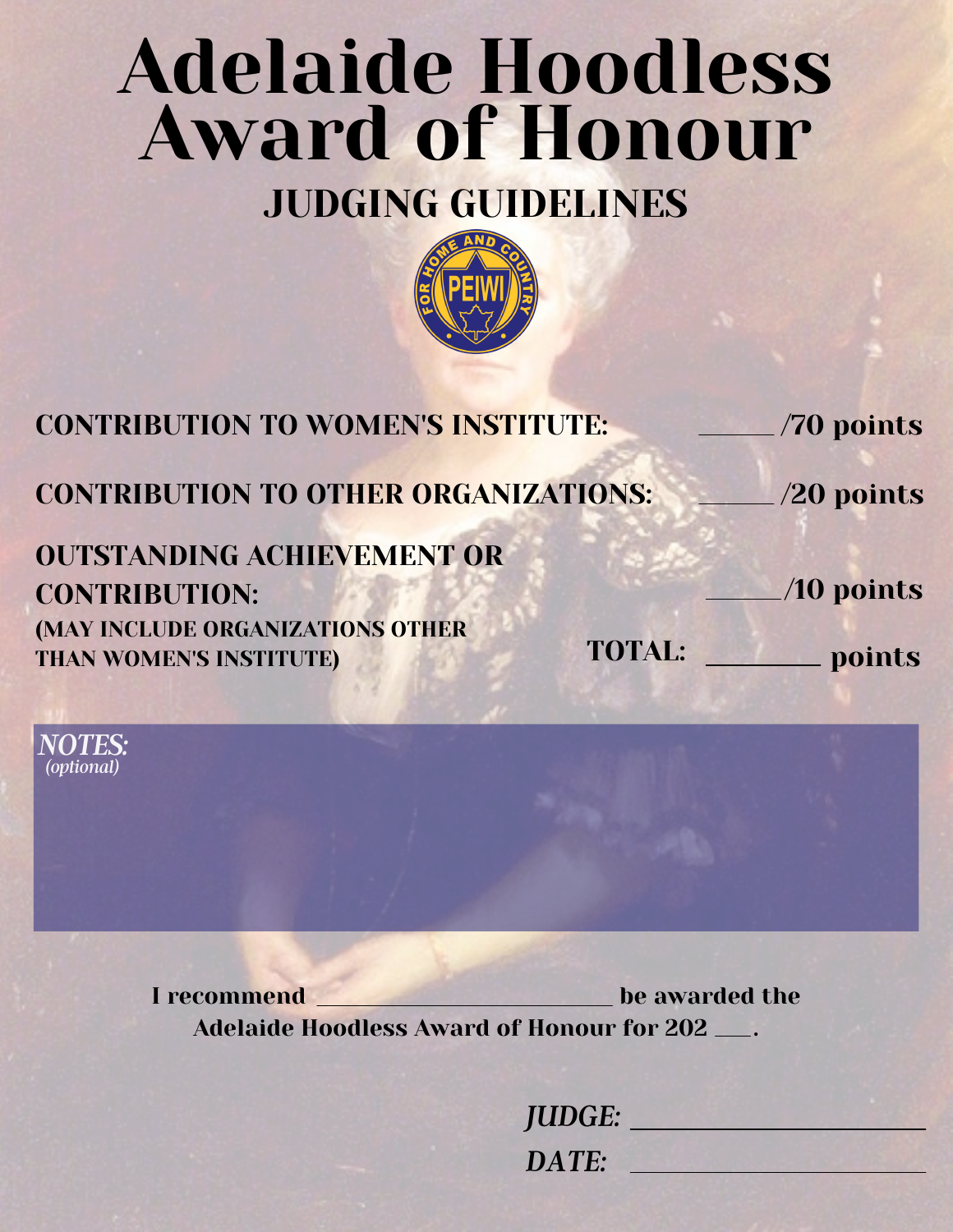# Adelaide Hoodless Award of Honour

## JUDGING GUIDELINES

FOR HOME AND COUNTRY
PEIWI

**CONTRIBUTION TO WOMEN'S INSTITUTE:** _____ /70 points

**CONTRIBUTION TO OTHER ORGANIZATIONS:** _____ /20 points

**OUTSTANDING ACHIEVEMENT OR CONTRIBUTION:**
**(MAY INCLUDE ORGANIZATIONS OTHER THAN WOMEN'S INSTITUTE)** _____ /10 points

**TOTAL:** ________ points

***NOTES:***
*(optional)*

**I recommend ________________________ be awarded the Adelaide Hoodless Award of Honour for 202 ___.**

***JUDGE:*** ______________________

***DATE:*** ______________________